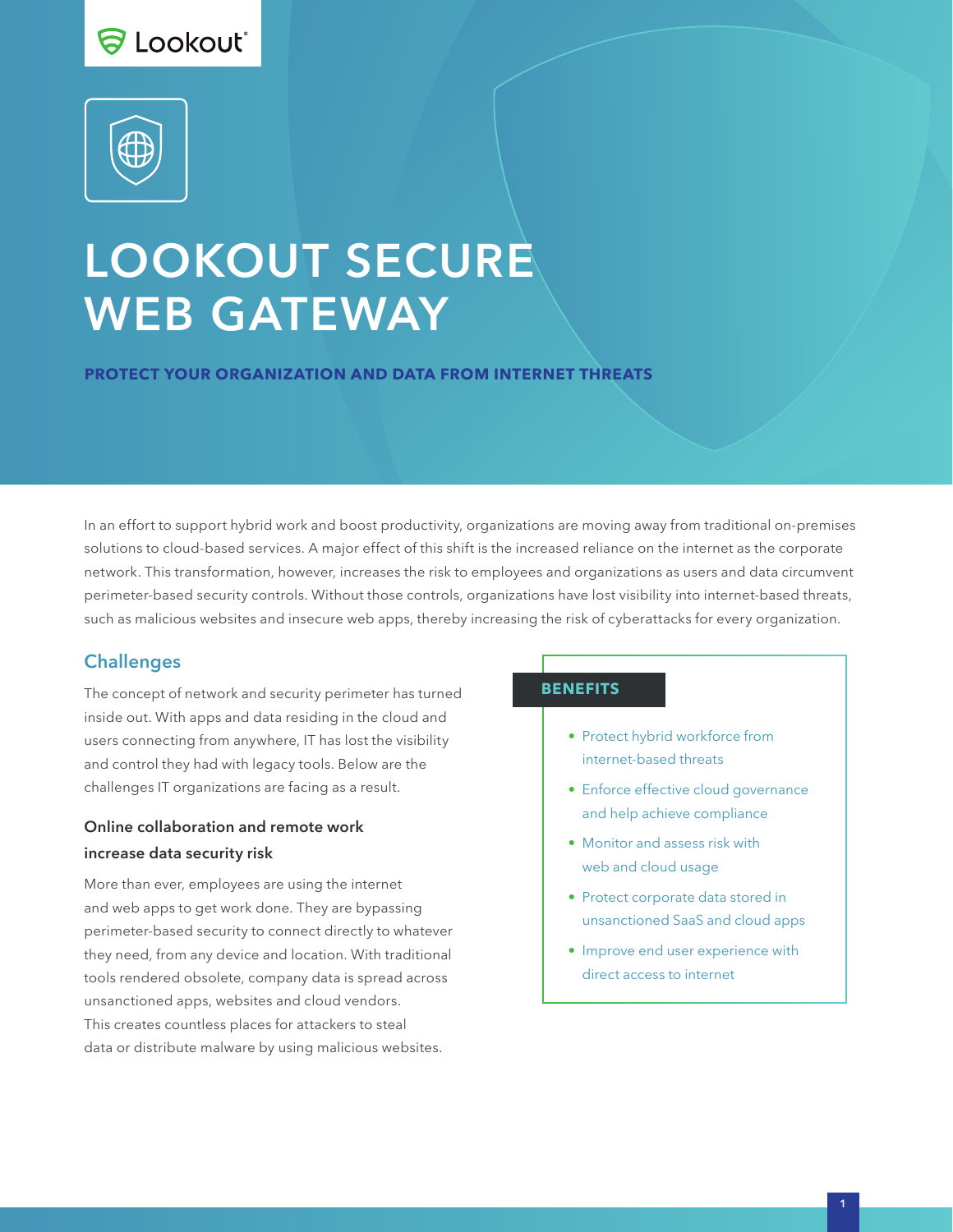# LOOKOUT SECURE WEB GATEWAY

**PROTECT YOUR ORGANIZATION AND DATA FROM INTERNET THREATS**

In an effort to support hybrid work and boost productivity, organizations are moving away from traditional on-premises solutions to cloud-based services. A major effect of this shift is the increased reliance on the internet as the corporate network. This transformation, however, increases the risk to employees and organizations as users and data circumvent perimeter-based security controls. Without those controls, organizations have lost visibility into internet-based threats, such as malicious websites and insecure web apps, thereby increasing the risk of cyberattacks for every organization.

## Challenges

The concept of network and security perimeter has turned inside out. With apps and data residing in the cloud and users connecting from anywhere, IT has lost the visibility and control they had with legacy tools. Below are the challenges IT organizations are facing as a result.

### Online collaboration and remote work increase data security risk

More than ever, employees are using the internet and web apps to get work done. They are bypassing perimeter-based security to connect directly to whatever they need, from any device and location. With traditional tools rendered obsolete, company data is spread across unsanctioned apps, websites and cloud vendors. This creates countless places for attackers to steal data or distribute malware by using malicious websites.

**BENEFITS**

- Protect hybrid workforce from internet-based threats
- Enforce effective cloud governance and help achieve compliance
- Monitor and assess risk with web and cloud usage
- Protect corporate data stored in unsanctioned SaaS and cloud apps
- Improve end user experience with direct access to internet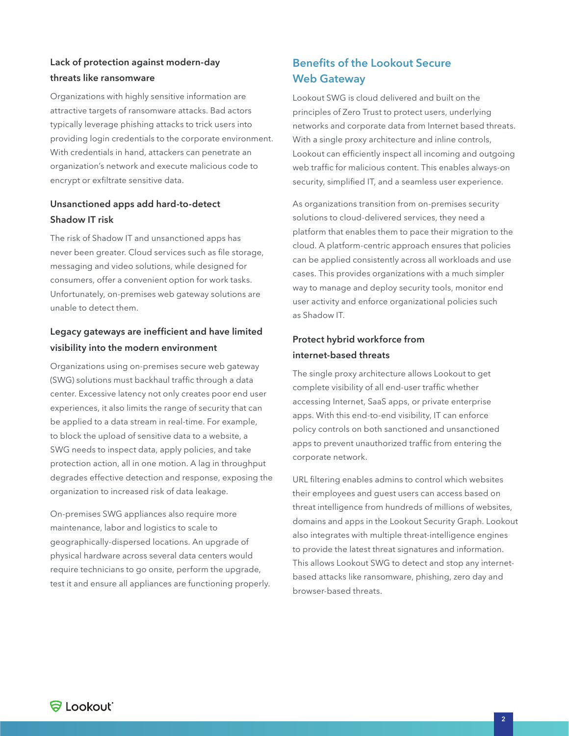### Lack of protection against modern-day threats like ransomware

Organizations with highly sensitive information are attractive targets of ransomware attacks. Bad actors typically leverage phishing attacks to trick users into providing login credentials to the corporate environment. With credentials in hand, attackers can penetrate an organization's network and execute malicious code to encrypt or exfiltrate sensitive data.

### Unsanctioned apps add hard-to-detect Shadow IT risk

The risk of Shadow IT and unsanctioned apps has never been greater. Cloud services such as file storage, messaging and video solutions, while designed for consumers, offer a convenient option for work tasks. Unfortunately, on-premises web gateway solutions are unable to detect them.

### Legacy gateways are inefficient and have limited visibility into the modern environment

Organizations using on-premises secure web gateway (SWG) solutions must backhaul traffic through a data center. Excessive latency not only creates poor end user experiences, it also limits the range of security that can be applied to a data stream in real-time. For example, to block the upload of sensitive data to a website, a SWG needs to inspect data, apply policies, and take protection action, all in one motion. A lag in throughput degrades effective detection and response, exposing the organization to increased risk of data leakage.

On-premises SWG appliances also require more maintenance, labor and logistics to scale to geographically-dispersed locations. An upgrade of physical hardware across several data centers would require technicians to go onsite, perform the upgrade, test it and ensure all appliances are functioning properly.

## Benefits of the Lookout Secure Web Gateway

Lookout SWG is cloud delivered and built on the principles of Zero Trust to protect users, underlying networks and corporate data from Internet based threats. With a single proxy architecture and inline controls, Lookout can efficiently inspect all incoming and outgoing web traffic for malicious content. This enables always-on security, simplified IT, and a seamless user experience.

As organizations transition from on-premises security solutions to cloud-delivered services, they need a platform that enables them to pace their migration to the cloud. A platform-centric approach ensures that policies can be applied consistently across all workloads and use cases. This provides organizations with a much simpler way to manage and deploy security tools, monitor end user activity and enforce organizational policies such as Shadow IT.

### Protect hybrid workforce from internet-based threats

The single proxy architecture allows Lookout to get complete visibility of all end-user traffic whether accessing Internet, SaaS apps, or private enterprise apps. With this end-to-end visibility, IT can enforce policy controls on both sanctioned and unsanctioned apps to prevent unauthorized traffic from entering the corporate network.

URL filtering enables admins to control which websites their employees and guest users can access based on threat intelligence from hundreds of millions of websites, domains and apps in the Lookout Security Graph. Lookout also integrates with multiple threat-intelligence engines to provide the latest threat signatures and information. This allows Lookout SWG to detect and stop any internet-based attacks like ransomware, phishing, zero day and browser-based threats.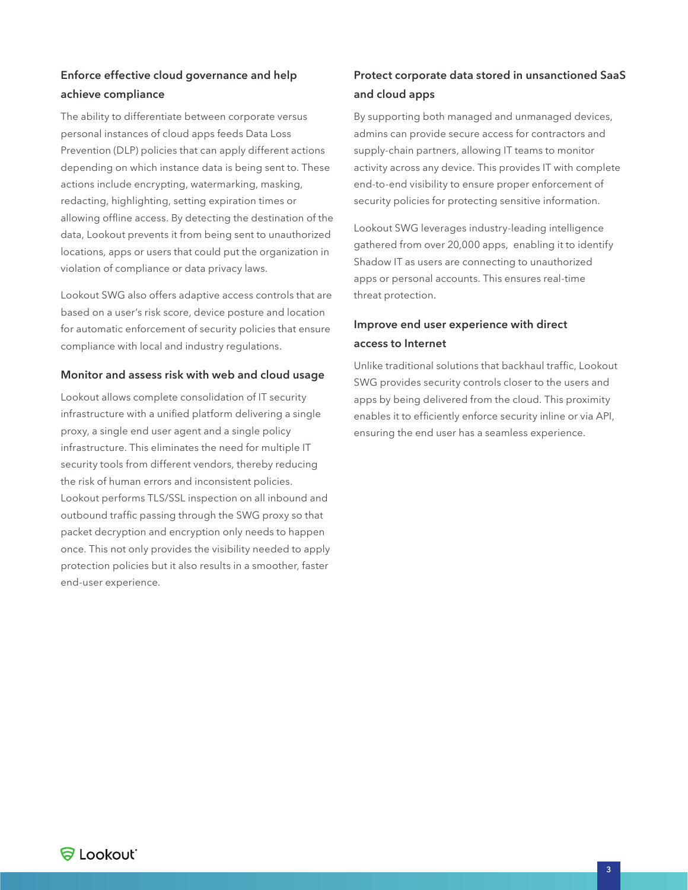### Enforce effective cloud governance and help achieve compliance

The ability to differentiate between corporate versus personal instances of cloud apps feeds Data Loss Prevention (DLP) policies that can apply different actions depending on which instance data is being sent to. These actions include encrypting, watermarking, masking, redacting, highlighting, setting expiration times or allowing offline access. By detecting the destination of the data, Lookout prevents it from being sent to unauthorized locations, apps or users that could put the organization in violation of compliance or data privacy laws.

Lookout SWG also offers adaptive access controls that are based on a user's risk score, device posture and location for automatic enforcement of security policies that ensure compliance with local and industry regulations.

### Monitor and assess risk with web and cloud usage

Lookout allows complete consolidation of IT security infrastructure with a unified platform delivering a single proxy, a single end user agent and a single policy infrastructure. This eliminates the need for multiple IT security tools from different vendors, thereby reducing the risk of human errors and inconsistent policies. Lookout performs TLS/SSL inspection on all inbound and outbound traffic passing through the SWG proxy so that packet decryption and encryption only needs to happen once. This not only provides the visibility needed to apply protection policies but it also results in a smoother, faster end-user experience.

### Protect corporate data stored in unsanctioned SaaS and cloud apps

By supporting both managed and unmanaged devices, admins can provide secure access for contractors and supply-chain partners, allowing IT teams to monitor activity across any device. This provides IT with complete end-to-end visibility to ensure proper enforcement of security policies for protecting sensitive information.

Lookout SWG leverages industry-leading intelligence gathered from over 20,000 apps, enabling it to identify Shadow IT as users are connecting to unauthorized apps or personal accounts. This ensures real-time threat protection.

### Improve end user experience with direct access to Internet

Unlike traditional solutions that backhaul traffic, Lookout SWG provides security controls closer to the users and apps by being delivered from the cloud. This proximity enables it to efficiently enforce security inline or via API, ensuring the end user has a seamless experience.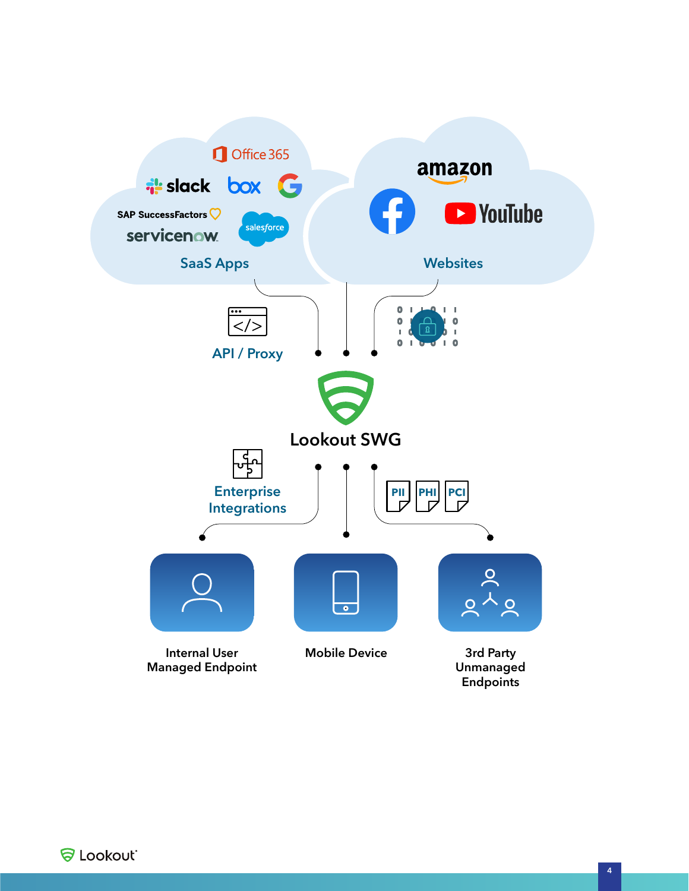Office 365

slack box

SAP SuccessFactors

servicenow salesforce

SaaS Apps

amazon

YouTube

Websites

API / Proxy

Lookout SWG

Enterprise Integrations

PII PHI PCI

Internal User Managed Endpoint

Mobile Device

3rd Party Unmanaged Endpoints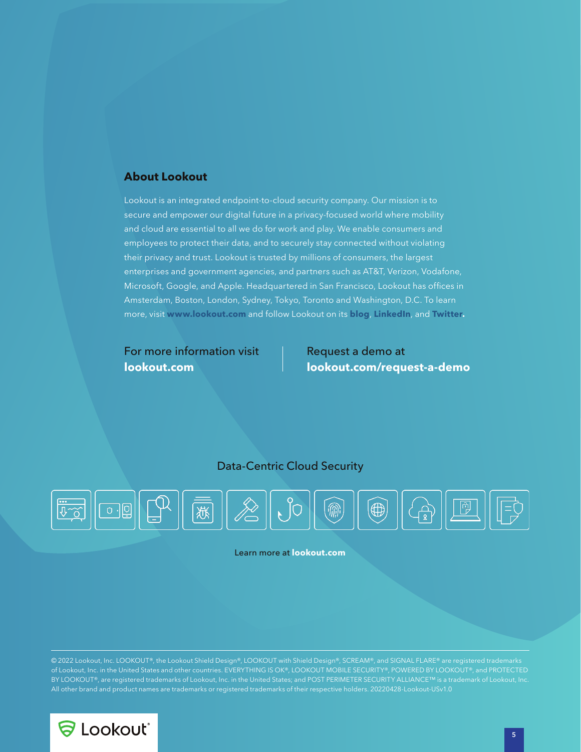## About Lookout

Lookout is an integrated endpoint-to-cloud security company. Our mission is to secure and empower our digital future in a privacy-focused world where mobility and cloud are essential to all we do for work and play. We enable consumers and employees to protect their data, and to securely stay connected without violating their privacy and trust. Lookout is trusted by millions of consumers, the largest enterprises and government agencies, and partners such as AT&T, Verizon, Vodafone, Microsoft, Google, and Apple. Headquartered in San Francisco, Lookout has offices in Amsterdam, Boston, London, Sydney, Tokyo, Toronto and Washington, D.C. To learn more, visit **www.lookout.com** and follow Lookout on its **blog**, **LinkedIn**, and **Twitter**.

For more information visit
**lookout.com**

Request a demo at
**lookout.com/request-a-demo**

Data-Centric Cloud Security

Learn more at **lookout.com**

© 2022 Lookout, Inc. LOOKOUT®, the Lookout Shield Design®, LOOKOUT with Shield Design®, SCREAM®, and SIGNAL FLARE® are registered trademarks of Lookout, Inc. in the United States and other countries. EVERYTHING IS OK®, LOOKOUT MOBILE SECURITY®, POWERED BY LOOKOUT®, and PROTECTED BY LOOKOUT®, are registered trademarks of Lookout, Inc. in the United States; and POST PERIMETER SECURITY ALLIANCE™ is a trademark of Lookout, Inc. All other brand and product names are trademarks or registered trademarks of their respective holders. 20220428-Lookout-USv1.0